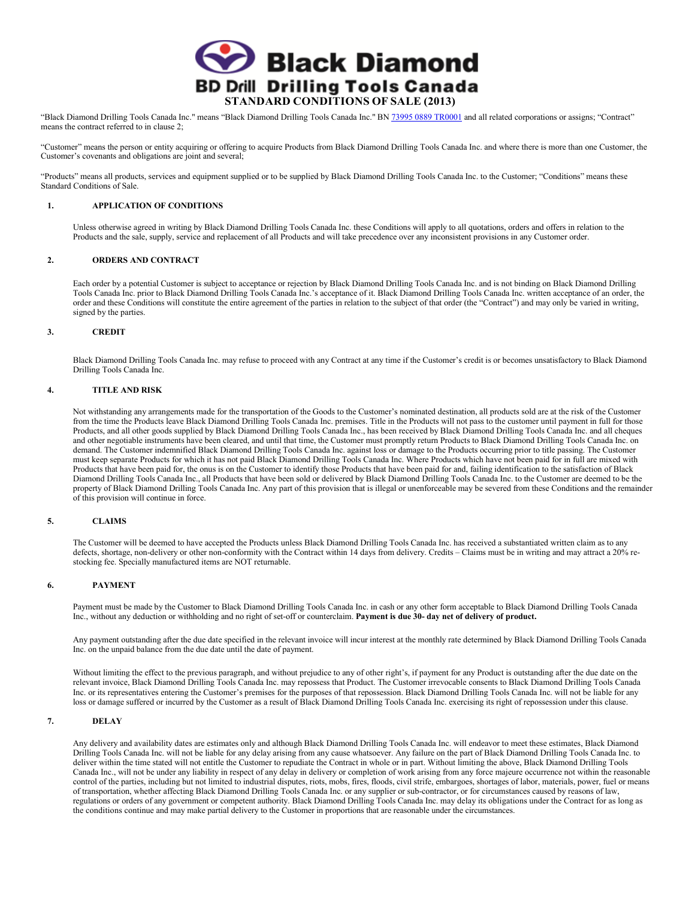# Black Diamond

## BD Drill Drilling Tools Canada

## STANDARD CONDITIONS OF SALE (2013)

“Black Diamond Drilling Tools Canada Inc." means “Black Diamond Drilling Tools Canada Inc." BN 73995 0889 TR0001 and all related corporations or assigns; “Contract” means the contract referred to in clause 2;

“Customer” means the person or entity acquiring or offering to acquire Products from Black Diamond Drilling Tools Canada Inc. and where there is more than one Customer, the Customer’s covenants and obligations are joint and several;

“Products” means all products, services and equipment supplied or to be supplied by Black Diamond Drilling Tools Canada Inc. to the Customer; “Conditions” means these Standard Conditions of Sale.

### 1. APPLICATION OF CONDITIONS

Unless otherwise agreed in writing by Black Diamond Drilling Tools Canada Inc. these Conditions will apply to all quotations, orders and offers in relation to the Products and the sale, supply, service and replacement of all Products and will take precedence over any inconsistent provisions in any Customer order.

### 2. ORDERS AND CONTRACT

Each order by a potential Customer is subject to acceptance or rejection by Black Diamond Drilling Tools Canada Inc. and is not binding on Black Diamond Drilling Tools Canada Inc. prior to Black Diamond Drilling Tools Canada Inc.’s acceptance of it. Black Diamond Drilling Tools Canada Inc. written acceptance of an order, the order and these Conditions will constitute the entire agreement of the parties in relation to the subject of that order (the “Contract”) and may only be varied in writing, signed by the parties.

### 3. CREDIT

Black Diamond Drilling Tools Canada Inc. may refuse to proceed with any Contract at any time if the Customer’s credit is or becomes unsatisfactory to Black Diamond Drilling Tools Canada Inc.

### 4. TITLE AND RISK

Not withstanding any arrangements made for the transportation of the Goods to the Customer’s nominated destination, all products sold are at the risk of the Customer from the time the Products leave Black Diamond Drilling Tools Canada Inc. premises. Title in the Products will not pass to the customer until payment in full for those Products, and all other goods supplied by Black Diamond Drilling Tools Canada Inc., has been received by Black Diamond Drilling Tools Canada Inc. and all cheques and other negotiable instruments have been cleared, and until that time, the Customer must promptly return Products to Black Diamond Drilling Tools Canada Inc. on demand. The Customer indemnified Black Diamond Drilling Tools Canada Inc. against loss or damage to the Products occurring prior to title passing. The Customer must keep separate Products for which it has not paid Black Diamond Drilling Tools Canada Inc. Where Products which have not been paid for in full are mixed with Products that have been paid for, the onus is on the Customer to identify those Products that have been paid for and, failing identification to the satisfaction of Black Diamond Drilling Tools Canada Inc., all Products that have been sold or delivered by Black Diamond Drilling Tools Canada Inc. to the Customer are deemed to be the property of Black Diamond Drilling Tools Canada Inc. Any part of this provision that is illegal or unenforceable may be severed from these Conditions and the remainder of this provision will continue in force.

### 5. CLAIMS

The Customer will be deemed to have accepted the Products unless Black Diamond Drilling Tools Canada Inc. has received a substantiated written claim as to any defects, shortage, non-delivery or other non-conformity with the Contract within 14 days from delivery. Credits – Claims must be in writing and may attract a 20% re-stocking fee. Specially manufactured items are NOT returnable.

### 6. PAYMENT

Payment must be made by the Customer to Black Diamond Drilling Tools Canada Inc. in cash or any other form acceptable to Black Diamond Drilling Tools Canada Inc., without any deduction or withholding and no right of set-off or counterclaim. **Payment is due 30- day net of delivery of product.**

Any payment outstanding after the due date specified in the relevant invoice will incur interest at the monthly rate determined by Black Diamond Drilling Tools Canada Inc. on the unpaid balance from the due date until the date of payment.

Without limiting the effect to the previous paragraph, and without prejudice to any of other right’s, if payment for any Product is outstanding after the due date on the relevant invoice, Black Diamond Drilling Tools Canada Inc. may repossess that Product. The Customer irrevocable consents to Black Diamond Drilling Tools Canada Inc. or its representatives entering the Customer’s premises for the purposes of that repossession. Black Diamond Drilling Tools Canada Inc. will not be liable for any loss or damage suffered or incurred by the Customer as a result of Black Diamond Drilling Tools Canada Inc. exercising its right of repossession under this clause.

### 7. DELAY

Any delivery and availability dates are estimates only and although Black Diamond Drilling Tools Canada Inc. will endeavor to meet these estimates, Black Diamond Drilling Tools Canada Inc. will not be liable for any delay arising from any cause whatsoever. Any failure on the part of Black Diamond Drilling Tools Canada Inc. to deliver within the time stated will not entitle the Customer to repudiate the Contract in whole or in part. Without limiting the above, Black Diamond Drilling Tools Canada Inc., will not be under any liability in respect of any delay in delivery or completion of work arising from any force majeure occurrence not within the reasonable control of the parties, including but not limited to industrial disputes, riots, mobs, fires, floods, civil strife, embargoes, shortages of labor, materials, power, fuel or means of transportation, whether affecting Black Diamond Drilling Tools Canada Inc. or any supplier or sub-contractor, or for circumstances caused by reasons of law, regulations or orders of any government or competent authority. Black Diamond Drilling Tools Canada Inc. may delay its obligations under the Contract for as long as the conditions continue and may make partial delivery to the Customer in proportions that are reasonable under the circumstances.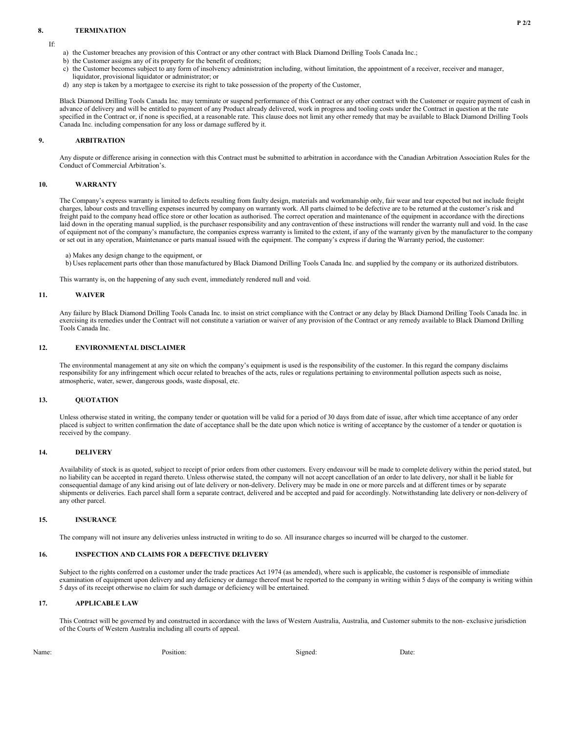## 8. TERMINATION

If:

a) the Customer breaches any provision of this Contract or any other contract with Black Diamond Drilling Tools Canada Inc.;
b) the Customer assigns any of its property for the benefit of creditors;
c) the Customer becomes subject to any form of insolvency administration including, without limitation, the appointment of a receiver, receiver and manager, liquidator, provisional liquidator or administrator; or
d) any step is taken by a mortgagee to exercise its right to take possession of the property of the Customer,

Black Diamond Drilling Tools Canada Inc. may terminate or suspend performance of this Contract or any other contract with the Customer or require payment of cash in advance of delivery and will be entitled to payment of any Product already delivered, work in progress and tooling costs under the Contract in question at the rate specified in the Contract or, if none is specified, at a reasonable rate. This clause does not limit any other remedy that may be available to Black Diamond Drilling Tools Canada Inc. including compensation for any loss or damage suffered by it.

## 9. ARBITRATION

Any dispute or difference arising in connection with this Contract must be submitted to arbitration in accordance with the Canadian Arbitration Association Rules for the Conduct of Commercial Arbitration's.

## 10. WARRANTY

The Company's express warranty is limited to defects resulting from faulty design, materials and workmanship only, fair wear and tear expected but not include freight charges, labour costs and travelling expenses incurred by company on warranty work. All parts claimed to be defective are to be returned at the customer's risk and freight paid to the company head office store or other location as authorised. The correct operation and maintenance of the equipment in accordance with the directions laid down in the operating manual supplied, is the purchaser responsibility and any contravention of these instructions will render the warranty null and void. In the case of equipment not of the company's manufacture, the companies express warranty is limited to the extent, if any of the warranty given by the manufacturer to the company or set out in any operation, Maintenance or parts manual issued with the equipment. The company's express if during the Warranty period, the customer:

a) Makes any design change to the equipment, or
b) Uses replacement parts other than those manufactured by Black Diamond Drilling Tools Canada Inc. and supplied by the company or its authorized distributors.

This warranty is, on the happening of any such event, immediately rendered null and void.

## 11. WAIVER

Any failure by Black Diamond Drilling Tools Canada Inc. to insist on strict compliance with the Contract or any delay by Black Diamond Drilling Tools Canada Inc. in exercising its remedies under the Contract will not constitute a variation or waiver of any provision of the Contract or any remedy available to Black Diamond Drilling Tools Canada Inc.

## 12. ENVIRONMENTAL DISCLAIMER

The environmental management at any site on which the company's equipment is used is the responsibility of the customer. In this regard the company disclaims responsibility for any infringement which occur related to breaches of the acts, rules or regulations pertaining to environmental pollution aspects such as noise, atmospheric, water, sewer, dangerous goods, waste disposal, etc.

## 13. QUOTATION

Unless otherwise stated in writing, the company tender or quotation will be valid for a period of 30 days from date of issue, after which time acceptance of any order placed is subject to written confirmation the date of acceptance shall be the date upon which notice is writing of acceptance by the customer of a tender or quotation is received by the company.

## 14. DELIVERY

Availability of stock is as quoted, subject to receipt of prior orders from other customers. Every endeavour will be made to complete delivery within the period stated, but no liability can be accepted in regard thereto. Unless otherwise stated, the company will not accept cancellation of an order to late delivery, nor shall it be liable for consequential damage of any kind arising out of late delivery or non-delivery. Delivery may be made in one or more parcels and at different times or by separate shipments or deliveries. Each parcel shall form a separate contract, delivered and be accepted and paid for accordingly. Notwithstanding late delivery or non-delivery of any other parcel.

## 15. INSURANCE

The company will not insure any deliveries unless instructed in writing to do so. All insurance charges so incurred will be charged to the customer.

## 16. INSPECTION AND CLAIMS FOR A DEFECTIVE DELIVERY

Subject to the rights conferred on a customer under the trade practices Act 1974 (as amended), where such is applicable, the customer is responsible of immediate examination of equipment upon delivery and any deficiency or damage thereof must be reported to the company in writing within 5 days of the company is writing within 5 days of its receipt otherwise no claim for such damage or deficiency will be entertained.

## 17. APPLICABLE LAW

This Contract will be governed by and constructed in accordance with the laws of Western Australia, Australia, and Customer submits to the non- exclusive jurisdiction of the Courts of Western Australia including all courts of appeal.

Name: Position: Signed: Date: